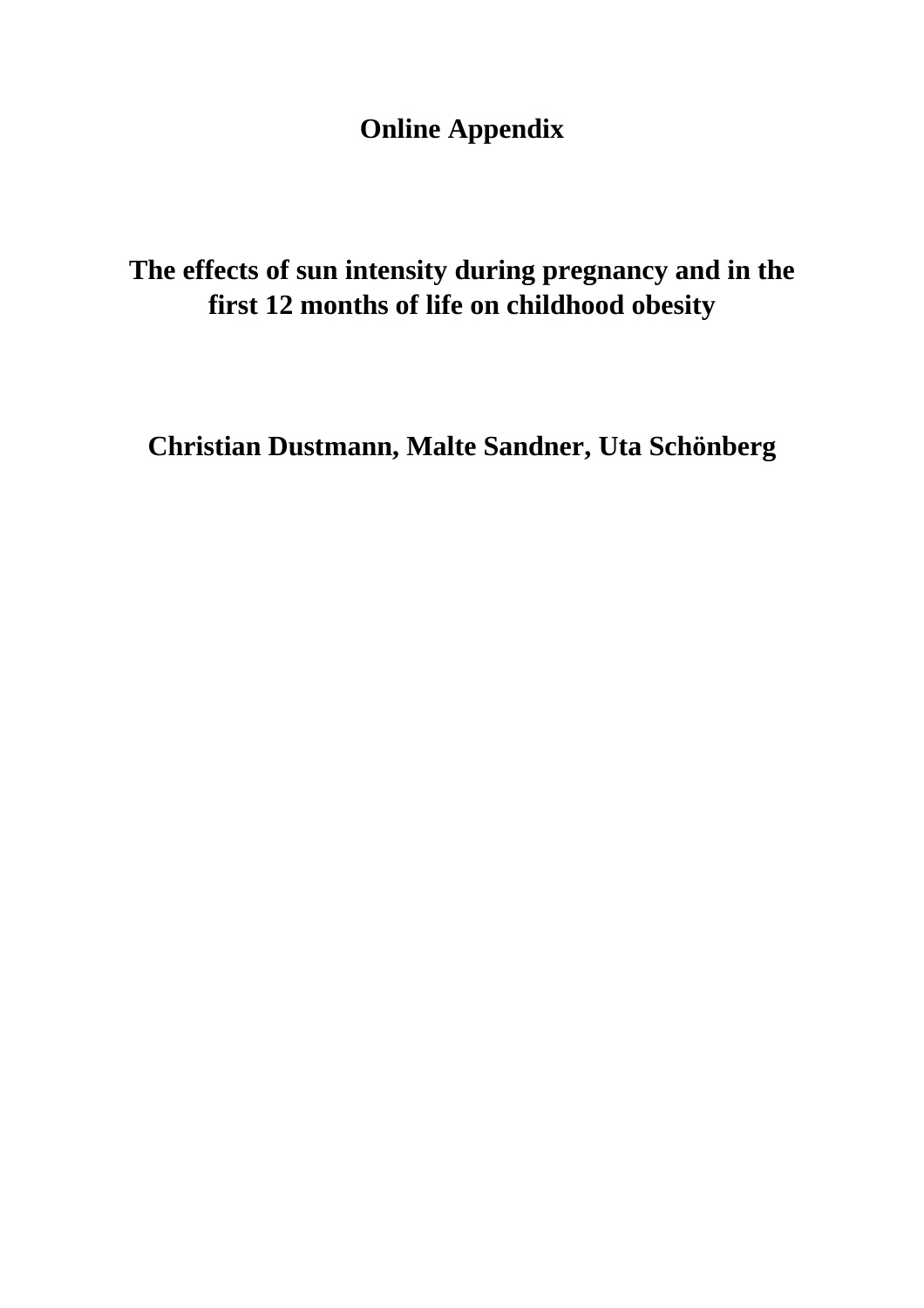# Online Appendix

## The effects of sun intensity during pregnancy and in the first 12 months of life on childhood obesity

**Christian Dustmann, Malte Sandner, Uta Schönberg**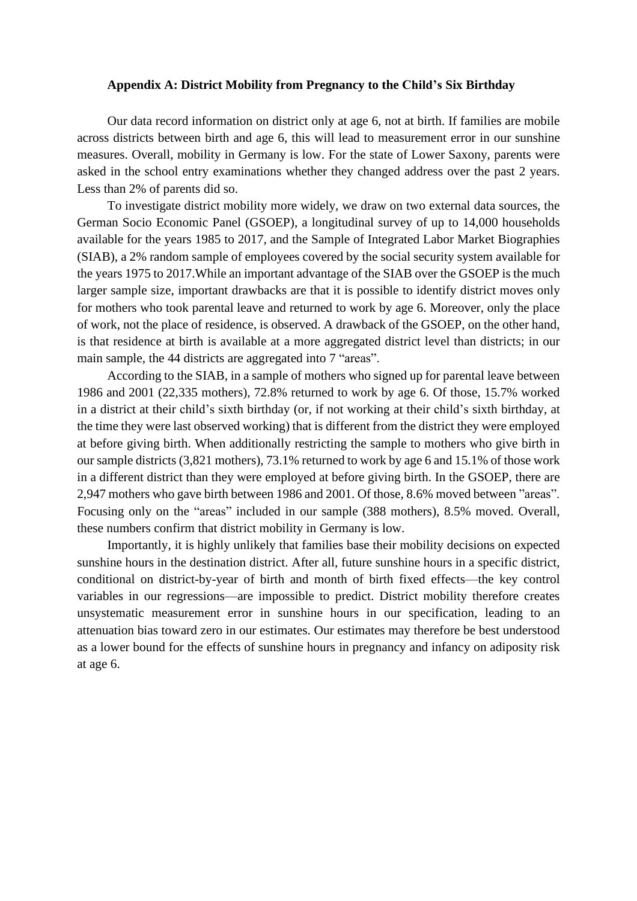### Appendix A: District Mobility from Pregnancy to the Child's Six Birthday

Our data record information on district only at age 6, not at birth. If families are mobile across districts between birth and age 6, this will lead to measurement error in our sunshine measures. Overall, mobility in Germany is low. For the state of Lower Saxony, parents were asked in the school entry examinations whether they changed address over the past 2 years. Less than 2% of parents did so.

To investigate district mobility more widely, we draw on two external data sources, the German Socio Economic Panel (GSOEP), a longitudinal survey of up to 14,000 households available for the years 1985 to 2017, and the Sample of Integrated Labor Market Biographies (SIAB), a 2% random sample of employees covered by the social security system available for the years 1975 to 2017.While an important advantage of the SIAB over the GSOEP is the much larger sample size, important drawbacks are that it is possible to identify district moves only for mothers who took parental leave and returned to work by age 6. Moreover, only the place of work, not the place of residence, is observed. A drawback of the GSOEP, on the other hand, is that residence at birth is available at a more aggregated district level than districts; in our main sample, the 44 districts are aggregated into 7 "areas".

According to the SIAB, in a sample of mothers who signed up for parental leave between 1986 and 2001 (22,335 mothers), 72.8% returned to work by age 6. Of those, 15.7% worked in a district at their child's sixth birthday (or, if not working at their child's sixth birthday, at the time they were last observed working) that is different from the district they were employed at before giving birth. When additionally restricting the sample to mothers who give birth in our sample districts (3,821 mothers), 73.1% returned to work by age 6 and 15.1% of those work in a different district than they were employed at before giving birth. In the GSOEP, there are 2,947 mothers who gave birth between 1986 and 2001. Of those, 8.6% moved between "areas". Focusing only on the "areas" included in our sample (388 mothers), 8.5% moved. Overall, these numbers confirm that district mobility in Germany is low.

Importantly, it is highly unlikely that families base their mobility decisions on expected sunshine hours in the destination district. After all, future sunshine hours in a specific district, conditional on district-by-year of birth and month of birth fixed effects—the key control variables in our regressions—are impossible to predict. District mobility therefore creates unsystematic measurement error in sunshine hours in our specification, leading to an attenuation bias toward zero in our estimates. Our estimates may therefore be best understood as a lower bound for the effects of sunshine hours in pregnancy and infancy on adiposity risk at age 6.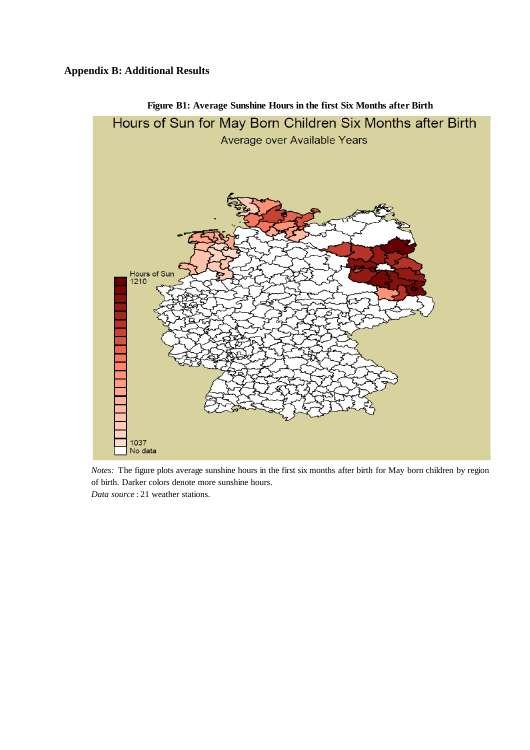## Appendix B: Additional Results

**Figure B1: Average Sunshine Hours in the first Six Months after Birth**

*Notes:* The figure plots average sunshine hours in the first six months after birth for May born children by region of birth. Darker colors denote more sunshine hours.

*Data source* : 21 weather stations.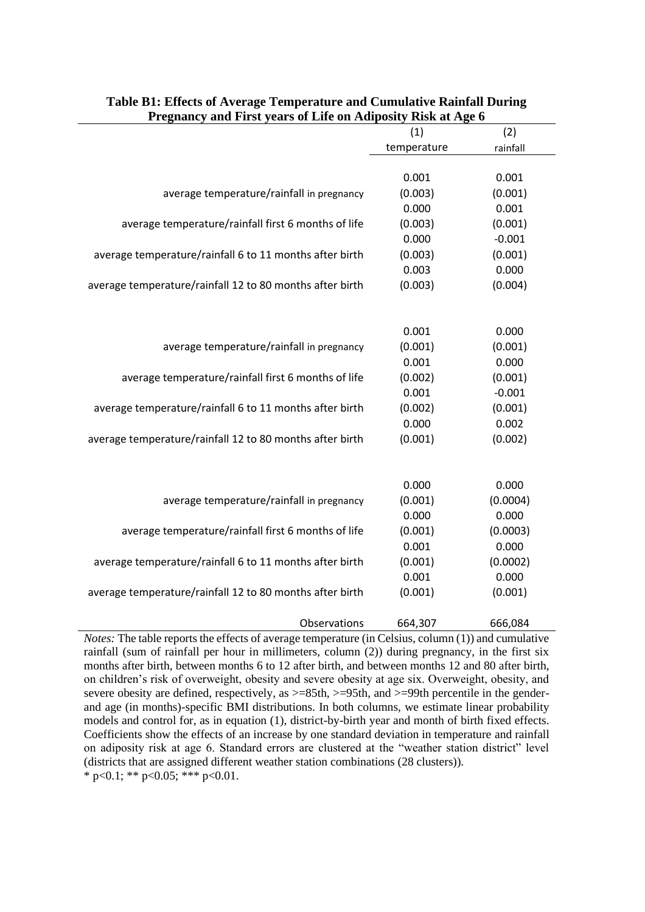**Table B1: Effects of Average Temperature and Cumulative Rainfall During Pregnancy and First years of Life on Adiposity Risk at Age 6**

| | (1) temperature | (2) rainfall |
|---|---|---|
| average temperature/rainfall in pregnancy | 0.001 | 0.001 |
| | (0.003) | (0.001) |
| average temperature/rainfall first 6 months of life | 0.000 | 0.001 |
| | (0.003) | (0.001) |
| average temperature/rainfall 6 to 11 months after birth | 0.000 | -0.001 |
| | (0.003) | (0.001) |
| average temperature/rainfall 12 to 80 months after birth | 0.003 | 0.000 |
| | (0.003) | (0.004) |
| | | |
| average temperature/rainfall in pregnancy | 0.001 | 0.000 |
| | (0.001) | (0.001) |
| average temperature/rainfall first 6 months of life | 0.001 | 0.000 |
| | (0.002) | (0.001) |
| average temperature/rainfall 6 to 11 months after birth | 0.001 | -0.001 |
| | (0.002) | (0.001) |
| average temperature/rainfall 12 to 80 months after birth | 0.000 | 0.002 |
| | (0.001) | (0.002) |
| | | |
| average temperature/rainfall in pregnancy | 0.000 | 0.000 |
| | (0.001) | (0.0004) |
| average temperature/rainfall first 6 months of life | 0.000 | 0.000 |
| | (0.001) | (0.0003) |
| average temperature/rainfall 6 to 11 months after birth | 0.001 | 0.000 |
| | (0.001) | (0.0002) |
| average temperature/rainfall 12 to 80 months after birth | 0.001 | 0.000 |
| | (0.001) | (0.001) |
| Observations | 664,307 | 666,084 |

*Notes:* The table reports the effects of average temperature (in Celsius, column (1)) and cumulative rainfall (sum of rainfall per hour in millimeters, column (2)) during pregnancy, in the first six months after birth, between months 6 to 12 after birth, and between months 12 and 80 after birth, on children's risk of overweight, obesity and severe obesity at age six. Overweight, obesity, and severe obesity are defined, respectively, as >=85th, >=95th, and >=99th percentile in the gender- and age (in months)-specific BMI distributions. In both columns, we estimate linear probability models and control for, as in equation (1), district-by-birth year and month of birth fixed effects. Coefficients show the effects of an increase by one standard deviation in temperature and rainfall on adiposity risk at age 6. Standard errors are clustered at the "weather station district" level (districts that are assigned different weather station combinations (28 clusters)).

* p<0.1; ** p<0.05; *** p<0.01.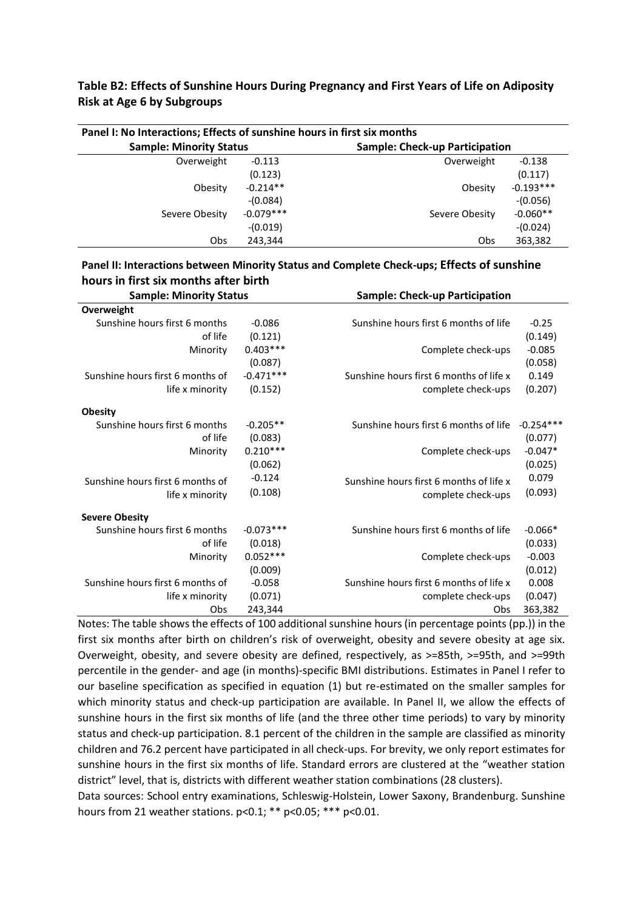**Table B2: Effects of Sunshine Hours During Pregnancy and First Years of Life on Adiposity Risk at Age 6 by Subgroups**

| Panel I: No Interactions; Effects of sunshine hours in first six months | | | |
|---|---|---|---|
| **Sample: Minority Status** | | **Sample: Check-up Participation** | |
| Overweight | -0.113 | Overweight | -0.138 |
| | (0.123) | | (0.117) |
| Obesity | -0.214** | Obesity | -0.193*** |
| | -(0.084) | | -(0.056) |
| Severe Obesity | -0.079*** | Severe Obesity | -0.060** |
| | -(0.019) | | -(0.024) |
| Obs | 243,344 | Obs | 363,382 |

**Panel II: Interactions between Minority Status and Complete Check-ups; Effects of sunshine hours in first six months after birth**

| **Sample: Minority Status** | | **Sample: Check-up Participation** | |
|---|---|---|---|
| **Overweight** | | | |
| Sunshine hours first 6 months of life | -0.086 | Sunshine hours first 6 months of life | -0.25 |
| | (0.121) | | (0.149) |
| Minority | 0.403*** | Complete check-ups | -0.085 |
| | (0.087) | | (0.058) |
| Sunshine hours first 6 months of life x minority | -0.471*** | Sunshine hours first 6 months of life x complete check-ups | 0.149 |
| | (0.152) | | (0.207) |
| **Obesity** | | | |
| Sunshine hours first 6 months of life | -0.205** | Sunshine hours first 6 months of life | -0.254*** |
| | (0.083) | | (0.077) |
| Minority | 0.210*** | Complete check-ups | -0.047* |
| | (0.062) | | (0.025) |
| Sunshine hours first 6 months of life x minority | -0.124 | Sunshine hours first 6 months of life x complete check-ups | 0.079 |
| | (0.108) | | (0.093) |
| **Severe Obesity** | | | |
| Sunshine hours first 6 months of life | -0.073*** | Sunshine hours first 6 months of life | -0.066* |
| | (0.018) | | (0.033) |
| Minority | 0.052*** | Complete check-ups | -0.003 |
| | (0.009) | | (0.012) |
| Sunshine hours first 6 months of life x minority | -0.058 | Sunshine hours first 6 months of life x complete check-ups | 0.008 |
| | (0.071) | | (0.047) |
| Obs | 243,344 | Obs | 363,382 |

Notes: The table shows the effects of 100 additional sunshine hours (in percentage points (pp.)) in the first six months after birth on children's risk of overweight, obesity and severe obesity at age six. Overweight, obesity, and severe obesity are defined, respectively, as >=85th, >=95th, and >=99th percentile in the gender- and age (in months)-specific BMI distributions. Estimates in Panel I refer to our baseline specification as specified in equation (1) but re-estimated on the smaller samples for which minority status and check-up participation are available. In Panel II, we allow the effects of sunshine hours in the first six months of life (and the three other time periods) to vary by minority status and check-up participation. 8.1 percent of the children in the sample are classified as minority children and 76.2 percent have participated in all check-ups. For brevity, we only report estimates for sunshine hours in the first six months of life. Standard errors are clustered at the "weather station district" level, that is, districts with different weather station combinations (28 clusters).

Data sources: School entry examinations, Schleswig-Holstein, Lower Saxony, Brandenburg. Sunshine hours from 21 weather stations. p<0.1; ** p<0.05; *** p<0.01.